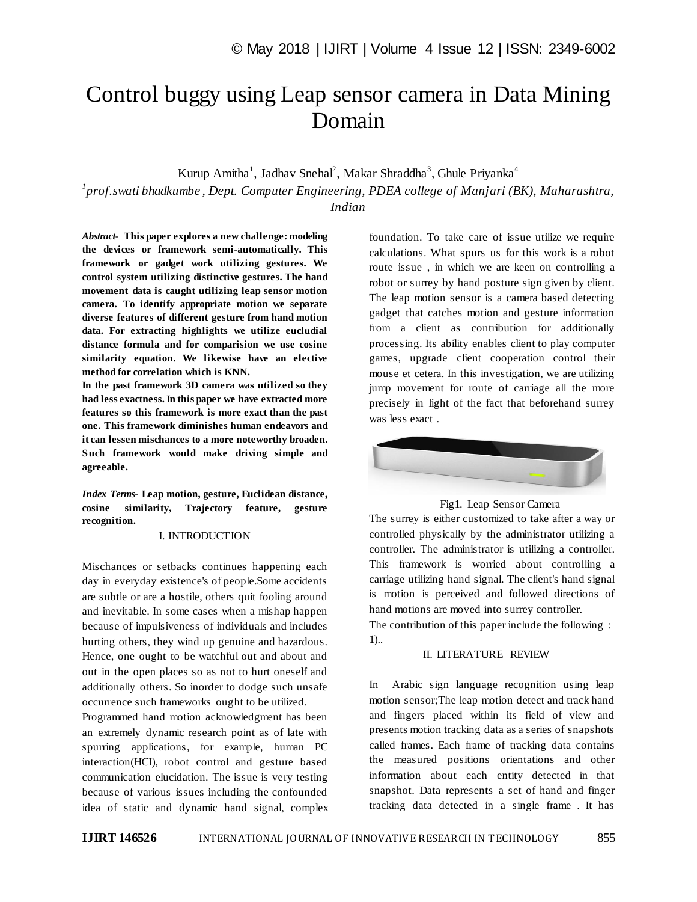# Control buggy using Leap sensor camera in Data Mining Domain

Kurup Amitha[1], Jadhav Snehal[2], Makar Shraddha[3], Ghule Priyanka[4]

*[1]prof.swati bhadkumbe , Dept. Computer Engineering, PDEA college of Manjari (BK), Maharashtra, Indian*

***Abstract-*** **This paper explores a new challenge: modeling the devices or framework semi-automatically. This framework or gadget work utilizing gestures. We control system utilizing distinctive gestures. The hand movement data is caught utilizing leap sensor motion camera. To identify appropriate motion we separate diverse features of different gesture from hand motion data. For extracting highlights we utilize eucludial distance formula and for comparision we use cosine similarity equation. We likewise have an elective method for correlation which is KNN.**

**In the past framework 3D camera was utilized so they had less exactness. In this paper we have extracted more features so this framework is more exact than the past one. This framework diminishes human endeavors and it can lessen mischances to a more noteworthy broaden. Such framework would make driving simple and agreeable.**

***Index Terms-*** **Leap motion, gesture, Euclidean distance, cosine similarity, Trajectory feature, gesture recognition.**

## I. INTRODUCTION

Mischances or setbacks continues happening each day in everyday existence's of people.Some accidents are subtle or are a hostile, others quit fooling around and inevitable. In some cases when a mishap happen because of impulsiveness of individuals and includes hurting others, they wind up genuine and hazardous. Hence, one ought to be watchful out and about and out in the open places so as not to hurt oneself and additionally others. So inorder to dodge such unsafe occurrence such frameworks ought to be utilized.

Programmed hand motion acknowledgment has been an extremely dynamic research point as of late with spurring applications, for example, human PC interaction(HCI), robot control and gesture based communication elucidation. The issue is very testing because of various issues including the confounded idea of static and dynamic hand signal, complex foundation. To take care of issue utilize we require calculations. What spurs us for this work is a robot route issue , in which we are keen on controlling a robot or surrey by hand posture sign given by client. The leap motion sensor is a camera based detecting gadget that catches motion and gesture information from a client as contribution for additionally processing. Its ability enables client to play computer games, upgrade client cooperation control their mouse et cetera. In this investigation, we are utilizing jump movement for route of carriage all the more precisely in light of the fact that beforehand surrey was less exact .

Fig1. Leap Sensor Camera

The surrey is either customized to take after a way or controlled physically by the administrator utilizing a controller. The administrator is utilizing a controller. This framework is worried about controlling a carriage utilizing hand signal. The client's hand signal is motion is perceived and followed directions of hand motions are moved into surrey controller.

The contribution of this paper include the following :

1)..

## II. LITERATURE REVIEW

In Arabic sign language recognition using leap motion sensor;The leap motion detect and track hand and fingers placed within its field of view and presents motion tracking data as a series of snapshots called frames. Each frame of tracking data contains the measured positions orientations and other information about each entity detected in that snapshot. Data represents a set of hand and finger tracking data detected in a single frame . It has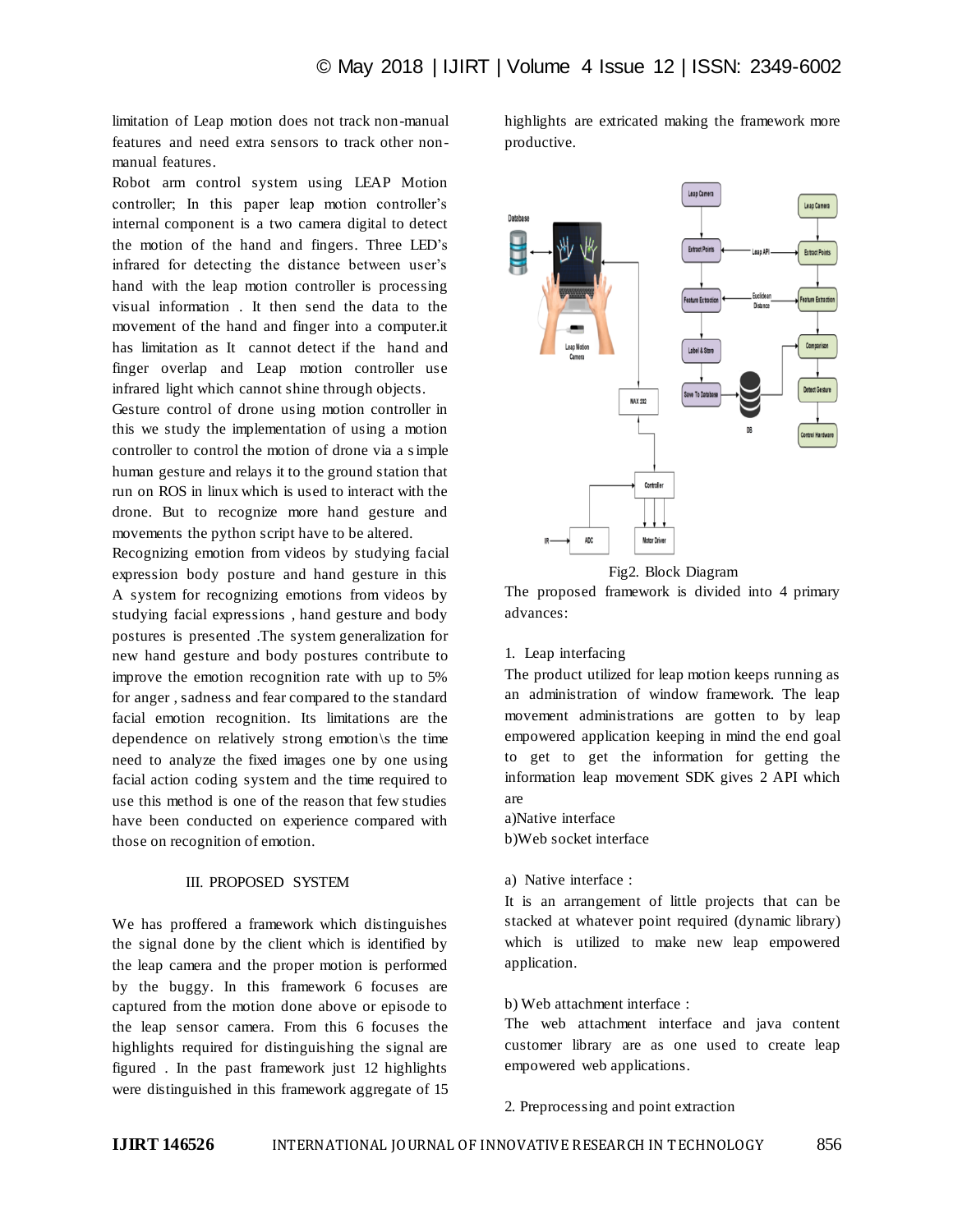limitation of Leap motion does not track non-manual features and need extra sensors to track other non-manual features.

Robot arm control system using LEAP Motion controller; In this paper leap motion controller's internal component is a two camera digital to detect the motion of the hand and fingers. Three LED's infrared for detecting the distance between user's hand with the leap motion controller is processing visual information . It then send the data to the movement of the hand and finger into a computer.it has limitation as It cannot detect if the hand and finger overlap and Leap motion controller use infrared light which cannot shine through objects.

Gesture control of drone using motion controller in this we study the implementation of using a motion controller to control the motion of drone via a simple human gesture and relays it to the ground station that run on ROS in linux which is used to interact with the drone. But to recognize more hand gesture and movements the python script have to be altered.

Recognizing emotion from videos by studying facial expression body posture and hand gesture in this A system for recognizing emotions from videos by studying facial expressions , hand gesture and body postures is presented .The system generalization for new hand gesture and body postures contribute to improve the emotion recognition rate with up to 5% for anger , sadness and fear compared to the standard facial emotion recognition. Its limitations are the dependence on relatively strong emotion\s the time need to analyze the fixed images one by one using facial action coding system and the time required to use this method is one of the reason that few studies have been conducted on experience compared with those on recognition of emotion.

## III. PROPOSED SYSTEM

We has proffered a framework which distinguishes the signal done by the client which is identified by the leap camera and the proper motion is performed by the buggy. In this framework 6 focuses are captured from the motion done above or episode to the leap sensor camera. From this 6 focuses the highlights required for distinguishing the signal are figured . In the past framework just 12 highlights were distinguished in this framework aggregate of 15 highlights are extricated making the framework more productive.

Fig2. Block Diagram

The proposed framework is divided into 4 primary advances:

1. Leap interfacing

The product utilized for leap motion keeps running as an administration of window framework. The leap movement administrations are gotten to by leap empowered application keeping in mind the end goal to get to get the information for getting the information leap movement SDK gives 2 API which are

a)Native interface

b)Web socket interface

a) Native interface :

It is an arrangement of little projects that can be stacked at whatever point required (dynamic library) which is utilized to make new leap empowered application.

b) Web attachment interface :

The web attachment interface and java content customer library are as one used to create leap empowered web applications.

2. Preprocessing and point extraction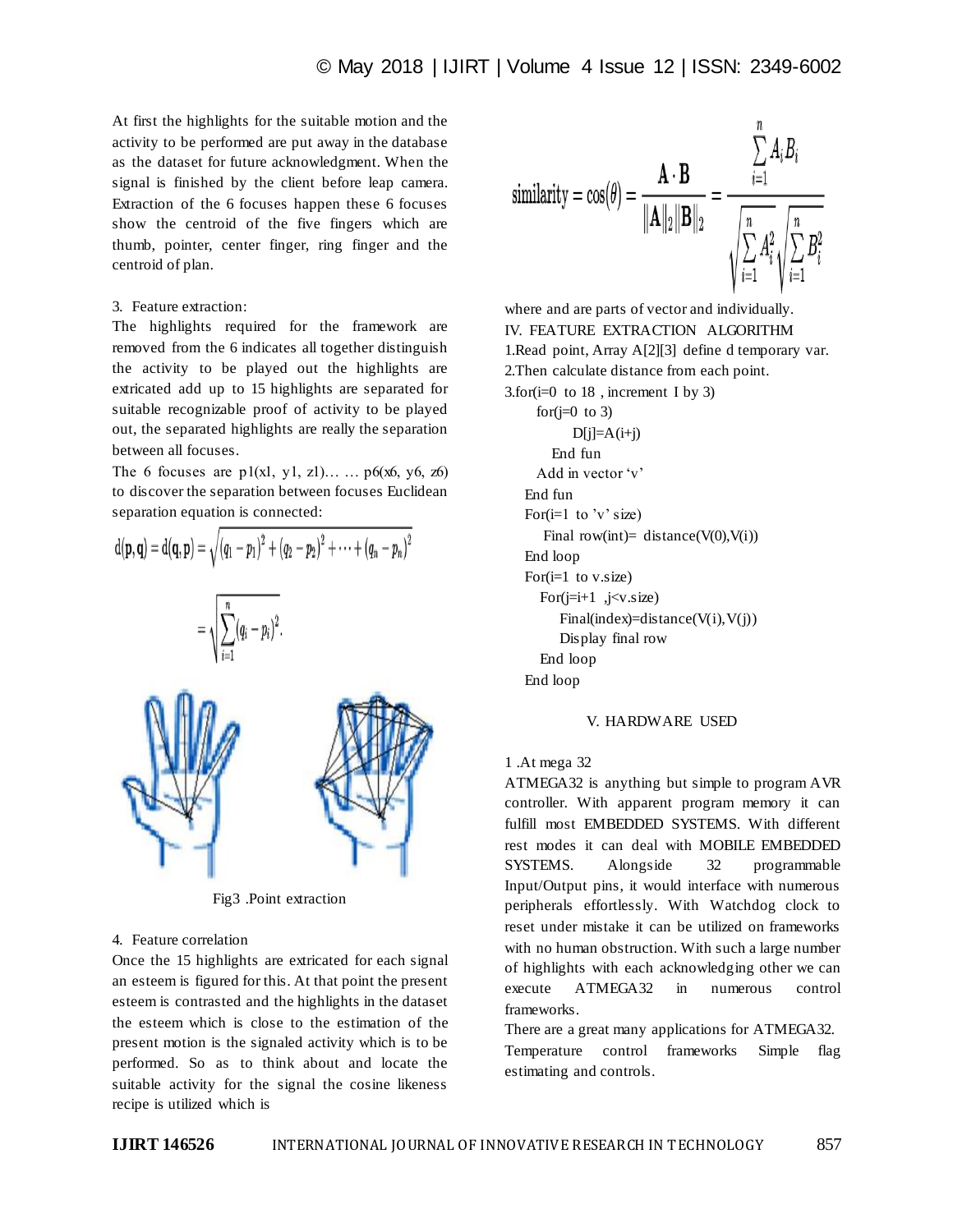At first the highlights for the suitable motion and the activity to be performed are put away in the database as the dataset for future acknowledgment. When the signal is finished by the client before leap camera. Extraction of the 6 focuses happen these 6 focuses show the centroid of the five fingers which are thumb, pointer, center finger, ring finger and the centroid of plan.

3. Feature extraction:

The highlights required for the framework are removed from the 6 indicates all together distinguish the activity to be played out the highlights are extricated add up to 15 highlights are separated for suitable recognizable proof of activity to be played out, the separated highlights are really the separation between all focuses.

The 6 focuses are p1(xl, y1, zl)… … p6(x6, y6, z6) to discover the separation between focuses Euclidean separation equation is connected:

$$d(\mathbf{p},\mathbf{q}) = d(\mathbf{q},\mathbf{p}) = \sqrt{(q_1 - p_1)^2 + (q_2 - p_2)^2 + \cdots + (q_n - p_n)^2}$$

$$= \sqrt{\sum_{i=1}^{n} (q_i - p_i)^2}.$$

Fig3 .Point extraction

4. Feature correlation

Once the 15 highlights are extricated for each signal an esteem is figured for this. At that point the present esteem is contrasted and the highlights in the dataset the esteem which is close to the estimation of the present motion is the signaled activity which is to be performed. So as to think about and locate the suitable activity for the signal the cosine likeness recipe is utilized which is

$$\text{similarity} = \cos(\theta) = \frac{\mathbf{A} \cdot \mathbf{B}}{\|\mathbf{A}\|_2 \|\mathbf{B}\|_2} = \frac{\sum_{i=1}^{n} A_i B_i}{\sqrt{\sum_{i=1}^{n} A_i^2} \sqrt{\sum_{i=1}^{n} B_i^2}}$$

where and are parts of vector and individually.

## IV. FEATURE EXTRACTION ALGORITHM

```
1.Read point, Array A[2][3] define d temporary var.
2.Then calculate distance from each point.
3.for(i=0 to 18 , increment I by 3)
    for(j=0 to 3)
        D[j]=A(i+j)
      End fun
    Add in vector 'v'
  End fun
  For(i=1 to 'v' size)
     Final row(int)= distance(V(0),V(i))
  End loop
  For(i=1 to v.size)
    For(j=i+1 ,j<v.size)
       Final(index)=distance(V(i),V(j))
       Display final row
    End loop
  End loop
```

## V. HARDWARE USED

1 .At mega 32

ATMEGA32 is anything but simple to program AVR controller. With apparent program memory it can fulfill most EMBEDDED SYSTEMS. With different rest modes it can deal with MOBILE EMBEDDED SYSTEMS. Alongside 32 programmable Input/Output pins, it would interface with numerous peripherals effortlessly. With Watchdog clock to reset under mistake it can be utilized on frameworks with no human obstruction. With such a large number of highlights with each acknowledging other we can execute ATMEGA32 in numerous control frameworks.

There are a great many applications for ATMEGA32. Temperature control frameworks Simple flag estimating and controls.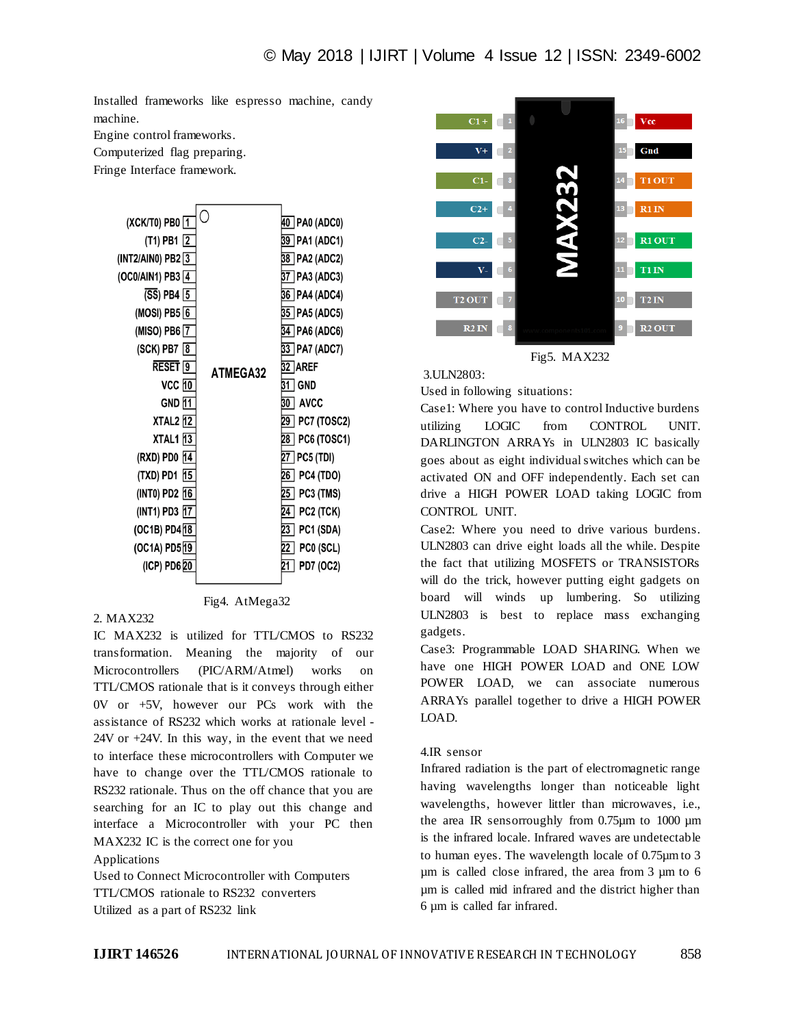Installed frameworks like espresso machine, candy machine.
Engine control frameworks.
Computerized flag preparing.
Fringe Interface framework.

Fig4. AtMega32

2. MAX232

IC MAX232 is utilized for TTL/CMOS to RS232 transformation. Meaning the majority of our Microcontrollers (PIC/ARM/Atmel) works on TTL/CMOS rationale that is it conveys through either 0V or +5V, however our PCs work with the assistance of RS232 which works at rationale level -24V or +24V. In this way, in the event that we need to interface these microcontrollers with Computer we have to change over the TTL/CMOS rationale to RS232 rationale. Thus on the off chance that you are searching for an IC to play out this change and interface a Microcontroller with your PC then MAX232 IC is the correct one for you

Applications
Used to Connect Microcontroller with Computers
TTL/CMOS rationale to RS232 converters
Utilized as a part of RS232 link

Fig5. MAX232

3.ULN2803:

Used in following situations:

Case1: Where you have to control Inductive burdens utilizing LOGIC from CONTROL UNIT. DARLINGTON ARRAYs in ULN2803 IC basically goes about as eight individual switches which can be activated ON and OFF independently. Each set can drive a HIGH POWER LOAD taking LOGIC from CONTROL UNIT.

Case2: Where you need to drive various burdens. ULN2803 can drive eight loads all the while. Despite the fact that utilizing MOSFETS or TRANSISTORs will do the trick, however putting eight gadgets on board will winds up lumbering. So utilizing ULN2803 is best to replace mass exchanging gadgets.

Case3: Programmable LOAD SHARING. When we have one HIGH POWER LOAD and ONE LOW POWER LOAD, we can associate numerous ARRAYs parallel together to drive a HIGH POWER LOAD.

4.IR sensor

Infrared radiation is the part of electromagnetic range having wavelengths longer than noticeable light wavelengths, however littler than microwaves, i.e., the area IR sensorroughly from 0.75µm to 1000 µm is the infrared locale. Infrared waves are undetectable to human eyes. The wavelength locale of 0.75µm to 3 µm is called close infrared, the area from 3 µm to 6 µm is called mid infrared and the district higher than 6 µm is called far infrared.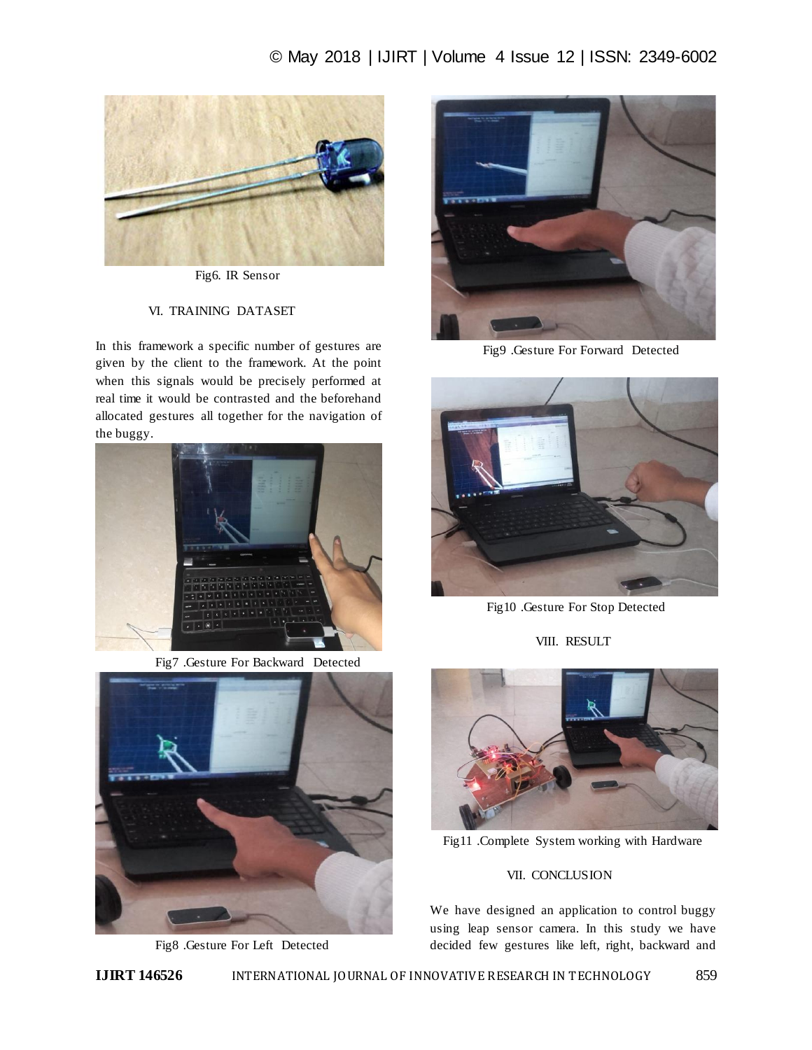Fig6. IR Sensor

## VI. TRAINING DATASET

In this framework a specific number of gestures are given by the client to the framework. At the point when this signals would be precisely performed at real time it would be contrasted and the beforehand allocated gestures all together for the navigation of the buggy.

Fig7 .Gesture For Backward Detected

Fig8 .Gesture For Left Detected

Fig9 .Gesture For Forward Detected

Fig10 .Gesture For Stop Detected

## VIII. RESULT

Fig11 .Complete System working with Hardware

## VII. CONCLUSION

We have designed an application to control buggy using leap sensor camera. In this study we have decided few gestures like left, right, backward and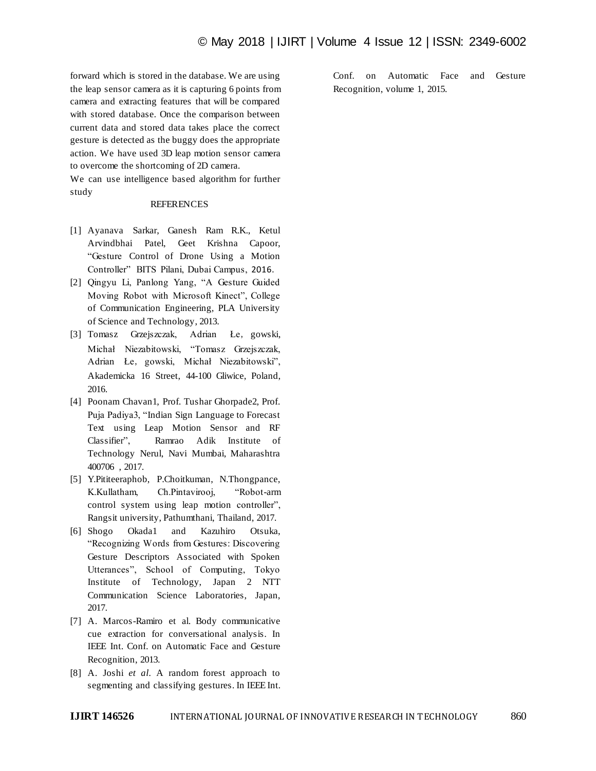forward which is stored in the database. We are using the leap sensor camera as it is capturing 6 points from camera and extracting features that will be compared with stored database. Once the comparison between current data and stored data takes place the correct gesture is detected as the buggy does the appropriate action. We have used 3D leap motion sensor camera to overcome the shortcoming of 2D camera.

We can use intelligence based algorithm for further study

## REFERENCES

[1] Ayanava Sarkar, Ganesh Ram R.K., Ketul Arvindbhai Patel, Geet Krishna Capoor, "Gesture Control of Drone Using a Motion Controller" BITS Pilani, Dubai Campus, 2016.

[2] Qingyu Li, Panlong Yang, "A Gesture Guided Moving Robot with Microsoft Kinect", College of Communication Engineering, PLA University of Science and Technology, 2013.

[3] Tomasz Grzejszczak, Adrian Łe, gowski, Michał Niezabitowski, "Tomasz Grzejszczak, Adrian Łe, gowski, Michał Niezabitowski", Akademicka 16 Street, 44-100 Gliwice, Poland, 2016.

[4] Poonam Chavan1, Prof. Tushar Ghorpade2, Prof. Puja Padiya3, "Indian Sign Language to Forecast Text using Leap Motion Sensor and RF Classifier", Ramrao Adik Institute of Technology Nerul, Navi Mumbai, Maharashtra 400706 , 2017.

[5] Y.Pititeeraphob, P.Choitkuman, N.Thongpance, K.Kullatham, Ch.Pintavirooj, "Robot-arm control system using leap motion controller", Rangsit university, Pathumthani, Thailand, 2017.

[6] Shogo Okada1 and Kazuhiro Otsuka, "Recognizing Words from Gestures: Discovering Gesture Descriptors Associated with Spoken Utterances", School of Computing, Tokyo Institute of Technology, Japan 2 NTT Communication Science Laboratories, Japan, 2017.

[7] A. Marcos-Ramiro et al. Body communicative cue extraction for conversational analysis. In IEEE Int. Conf. on Automatic Face and Gesture Recognition, 2013.

[8] A. Joshi *et al*. A random forest approach to segmenting and classifying gestures. In IEEE Int. Conf. on Automatic Face and Gesture Recognition, volume 1, 2015.